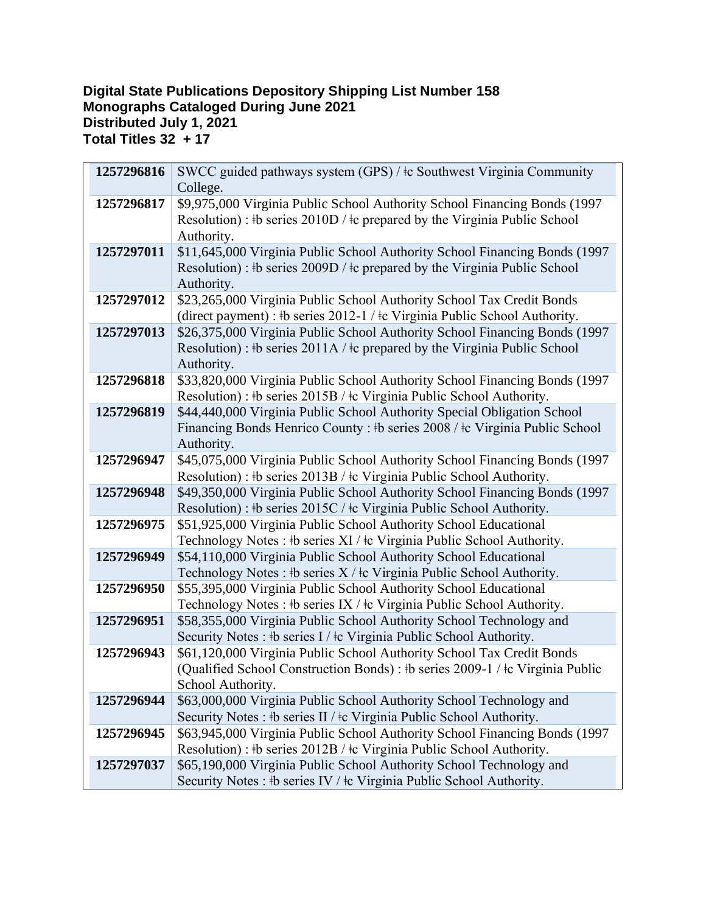**Digital State Publications Depository Shipping List Number 158**
**Monographs Cataloged During June 2021**
**Distributed July 1, 2021**
**Total Titles 32 + 17**

| | |
|---|---|
| **1257296816** | SWCC guided pathways system (GPS) / ǂc Southwest Virginia Community College. |
| **1257296817** | $9,975,000 Virginia Public School Authority School Financing Bonds (1997 Resolution) : ǂb series 2010D / ǂc prepared by the Virginia Public School Authority. |
| **1257297011** | $11,645,000 Virginia Public School Authority School Financing Bonds (1997 Resolution) : ǂb series 2009D / ǂc prepared by the Virginia Public School Authority. |
| **1257297012** | $23,265,000 Virginia Public School Authority School Tax Credit Bonds (direct payment) : ǂb series 2012-1 / ǂc Virginia Public School Authority. |
| **1257297013** | $26,375,000 Virginia Public School Authority School Financing Bonds (1997 Resolution) : ǂb series 2011A / ǂc prepared by the Virginia Public School Authority. |
| **1257296818** | $33,820,000 Virginia Public School Authority School Financing Bonds (1997 Resolution) : ǂb series 2015B / ǂc Virginia Public School Authority. |
| **1257296819** | $44,440,000 Virginia Public School Authority Special Obligation School Financing Bonds Henrico County : ǂb series 2008 / ǂc Virginia Public School Authority. |
| **1257296947** | $45,075,000 Virginia Public School Authority School Financing Bonds (1997 Resolution) : ǂb series 2013B / ǂc Virginia Public School Authority. |
| **1257296948** | $49,350,000 Virginia Public School Authority School Financing Bonds (1997 Resolution) : ǂb series 2015C / ǂc Virginia Public School Authority. |
| **1257296975** | $51,925,000 Virginia Public School Authority School Educational Technology Notes : ǂb series XI / ǂc Virginia Public School Authority. |
| **1257296949** | $54,110,000 Virginia Public School Authority School Educational Technology Notes : ǂb series X / ǂc Virginia Public School Authority. |
| **1257296950** | $55,395,000 Virginia Public School Authority School Educational Technology Notes : ǂb series IX / ǂc Virginia Public School Authority. |
| **1257296951** | $58,355,000 Virginia Public School Authority School Technology and Security Notes : ǂb series I / ǂc Virginia Public School Authority. |
| **1257296943** | $61,120,000 Virginia Public School Authority School Tax Credit Bonds (Qualified School Construction Bonds) : ǂb series 2009-1 / ǂc Virginia Public School Authority. |
| **1257296944** | $63,000,000 Virginia Public School Authority School Technology and Security Notes : ǂb series II / ǂc Virginia Public School Authority. |
| **1257296945** | $63,945,000 Virginia Public School Authority School Financing Bonds (1997 Resolution) : ǂb series 2012B / ǂc Virginia Public School Authority. |
| **1257297037** | $65,190,000 Virginia Public School Authority School Technology and Security Notes : ǂb series IV / ǂc Virginia Public School Authority. |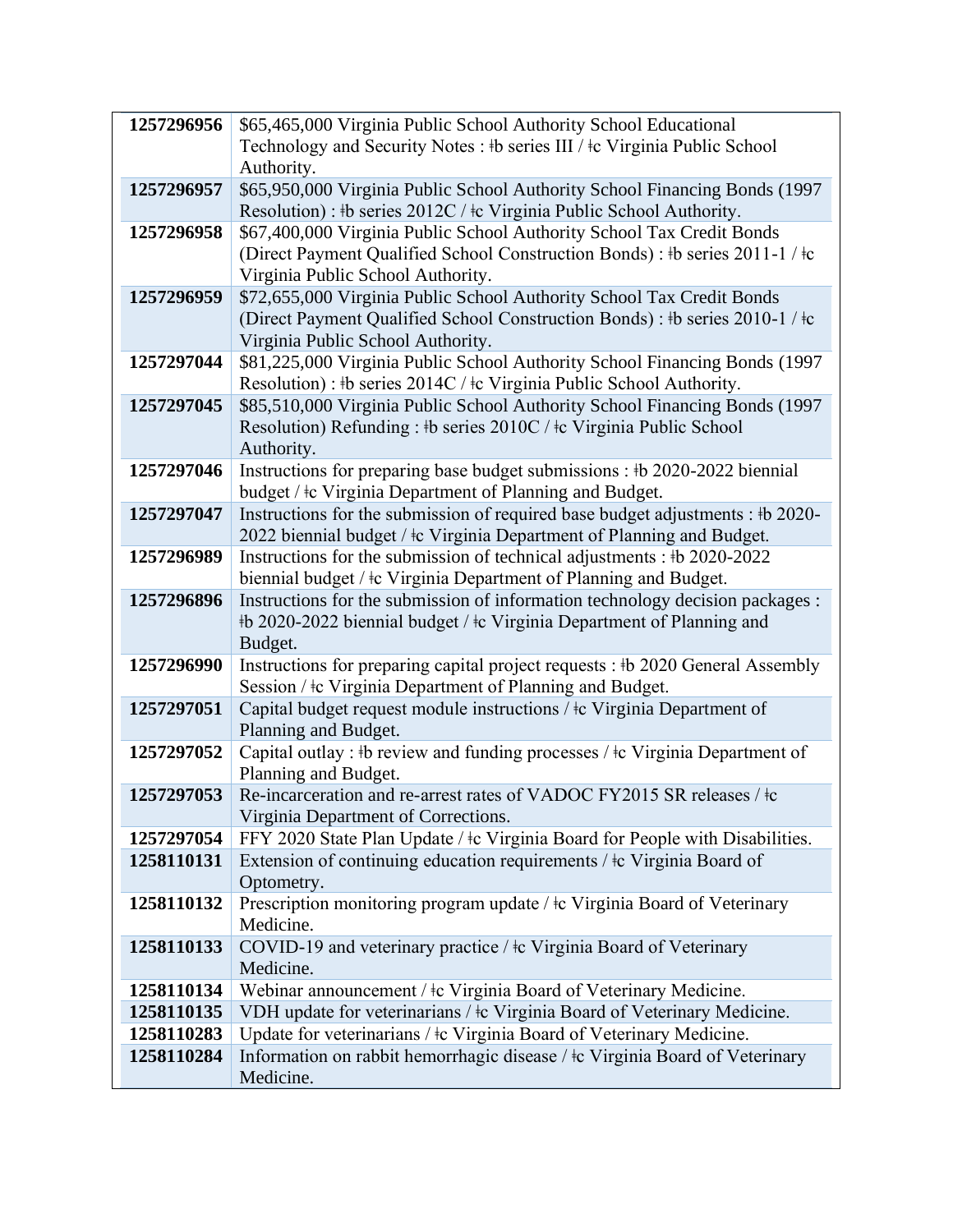| | |
|---|---|
| **1257296956** | $65,465,000 Virginia Public School Authority School Educational Technology and Security Notes : ǂb series III / ǂc Virginia Public School Authority. |
| **1257296957** | $65,950,000 Virginia Public School Authority School Financing Bonds (1997 Resolution) : ǂb series 2012C / ǂc Virginia Public School Authority. |
| **1257296958** | $67,400,000 Virginia Public School Authority School Tax Credit Bonds (Direct Payment Qualified School Construction Bonds) : ǂb series 2011-1 / ǂc Virginia Public School Authority. |
| **1257296959** | $72,655,000 Virginia Public School Authority School Tax Credit Bonds (Direct Payment Qualified School Construction Bonds) : ǂb series 2010-1 / ǂc Virginia Public School Authority. |
| **1257297044** | $81,225,000 Virginia Public School Authority School Financing Bonds (1997 Resolution) : ǂb series 2014C / ǂc Virginia Public School Authority. |
| **1257297045** | $85,510,000 Virginia Public School Authority School Financing Bonds (1997 Resolution) Refunding : ǂb series 2010C / ǂc Virginia Public School Authority. |
| **1257297046** | Instructions for preparing base budget submissions : ǂb 2020-2022 biennial budget / ǂc Virginia Department of Planning and Budget. |
| **1257297047** | Instructions for the submission of required base budget adjustments : ǂb 2020-2022 biennial budget / ǂc Virginia Department of Planning and Budget. |
| **1257296989** | Instructions for the submission of technical adjustments : ǂb 2020-2022 biennial budget / ǂc Virginia Department of Planning and Budget. |
| **1257296896** | Instructions for the submission of information technology decision packages : ǂb 2020-2022 biennial budget / ǂc Virginia Department of Planning and Budget. |
| **1257296990** | Instructions for preparing capital project requests : ǂb 2020 General Assembly Session / ǂc Virginia Department of Planning and Budget. |
| **1257297051** | Capital budget request module instructions / ǂc Virginia Department of Planning and Budget. |
| **1257297052** | Capital outlay : ǂb review and funding processes / ǂc Virginia Department of Planning and Budget. |
| **1257297053** | Re-incarceration and re-arrest rates of VADOC FY2015 SR releases / ǂc Virginia Department of Corrections. |
| **1257297054** | FFY 2020 State Plan Update / ǂc Virginia Board for People with Disabilities. |
| **1258110131** | Extension of continuing education requirements / ǂc Virginia Board of Optometry. |
| **1258110132** | Prescription monitoring program update / ǂc Virginia Board of Veterinary Medicine. |
| **1258110133** | COVID-19 and veterinary practice / ǂc Virginia Board of Veterinary Medicine. |
| **1258110134** | Webinar announcement / ǂc Virginia Board of Veterinary Medicine. |
| **1258110135** | VDH update for veterinarians / ǂc Virginia Board of Veterinary Medicine. |
| **1258110283** | Update for veterinarians / ǂc Virginia Board of Veterinary Medicine. |
| **1258110284** | Information on rabbit hemorrhagic disease / ǂc Virginia Board of Veterinary Medicine. |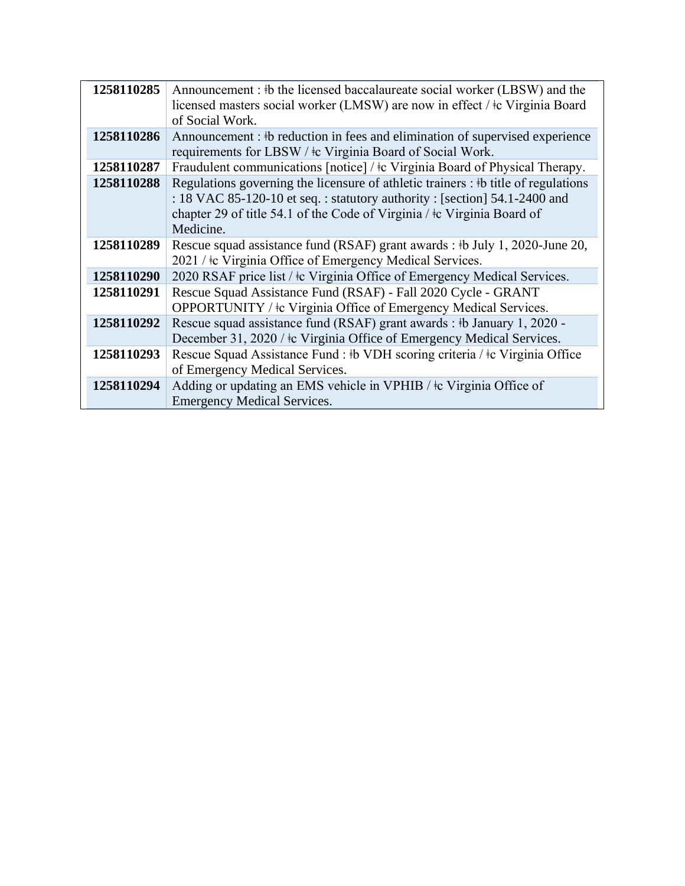| | |
|---|---|
| **1258110285** | Announcement : ǂb the licensed baccalaureate social worker (LBSW) and the licensed masters social worker (LMSW) are now in effect / ǂc Virginia Board of Social Work. |
| **1258110286** | Announcement : ǂb reduction in fees and elimination of supervised experience requirements for LBSW / ǂc Virginia Board of Social Work. |
| **1258110287** | Fraudulent communications [notice] / ǂc Virginia Board of Physical Therapy. |
| **1258110288** | Regulations governing the licensure of athletic trainers : ǂb title of regulations : 18 VAC 85-120-10 et seq. : statutory authority : [section] 54.1-2400 and chapter 29 of title 54.1 of the Code of Virginia / ǂc Virginia Board of Medicine. |
| **1258110289** | Rescue squad assistance fund (RSAF) grant awards : ǂb July 1, 2020-June 20, 2021 / ǂc Virginia Office of Emergency Medical Services. |
| **1258110290** | 2020 RSAF price list / ǂc Virginia Office of Emergency Medical Services. |
| **1258110291** | Rescue Squad Assistance Fund (RSAF) - Fall 2020 Cycle - GRANT OPPORTUNITY / ǂc Virginia Office of Emergency Medical Services. |
| **1258110292** | Rescue squad assistance fund (RSAF) grant awards : ǂb January 1, 2020 - December 31, 2020 / ǂc Virginia Office of Emergency Medical Services. |
| **1258110293** | Rescue Squad Assistance Fund : ǂb VDH scoring criteria / ǂc Virginia Office of Emergency Medical Services. |
| **1258110294** | Adding or updating an EMS vehicle in VPHIB / ǂc Virginia Office of Emergency Medical Services. |